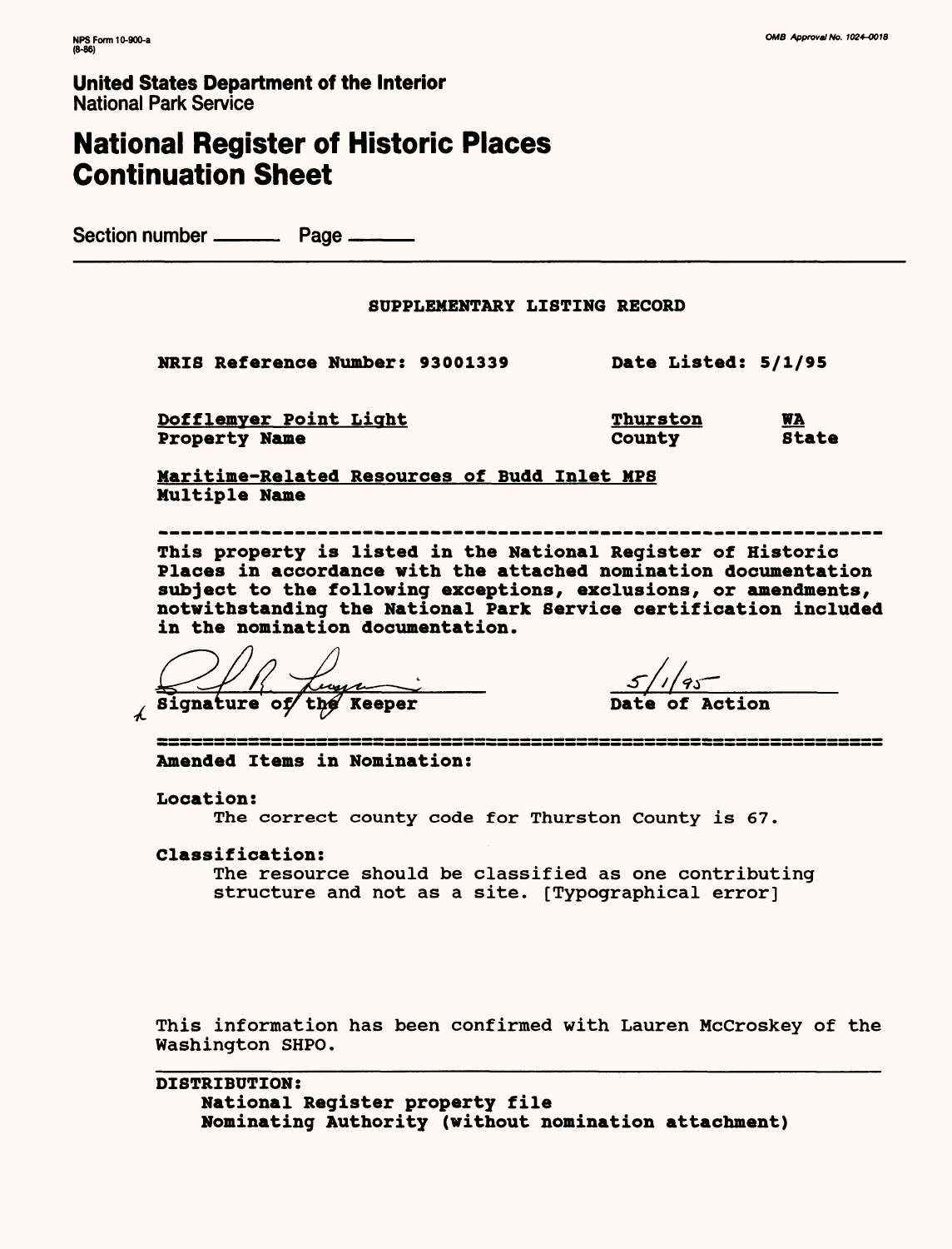NPS Form 10-900-a
(8-86)

OMB Approval No. 1024-0018

**United States Department of the Interior**
National Park Service

# National Register of Historic Places Continuation Sheet

Section number ______ Page ______

**SUPPLEMENTARY LISTING RECORD**

**NRIS Reference Number: 93001339** **Date Listed: 5/1/95**

| | | |
|---|---|---|
| Dofflemyer Point Light | Thurston | WA |
| **Property Name** | **County** | **State** |

Maritime-Related Resources of Budd Inlet MPS
**Multiple Name**

---

**This property is listed in the National Register of Historic Places in accordance with the attached nomination documentation subject to the following exceptions, exclusions, or amendments, notwithstanding the National Park Service certification included in the nomination documentation.**

**Signature of the Keeper** 5/1/95 **Date of Action**

---

**Amended Items in Nomination:**

**Location:**
The correct county code for Thurston County is 67.

**Classification:**
The resource should be classified as one contributing structure and not as a site. [Typographical error]

This information has been confirmed with Lauren McCroskey of the Washington SHPO.

**DISTRIBUTION:**
**National Register property file**
**Nominating Authority (without nomination attachment)**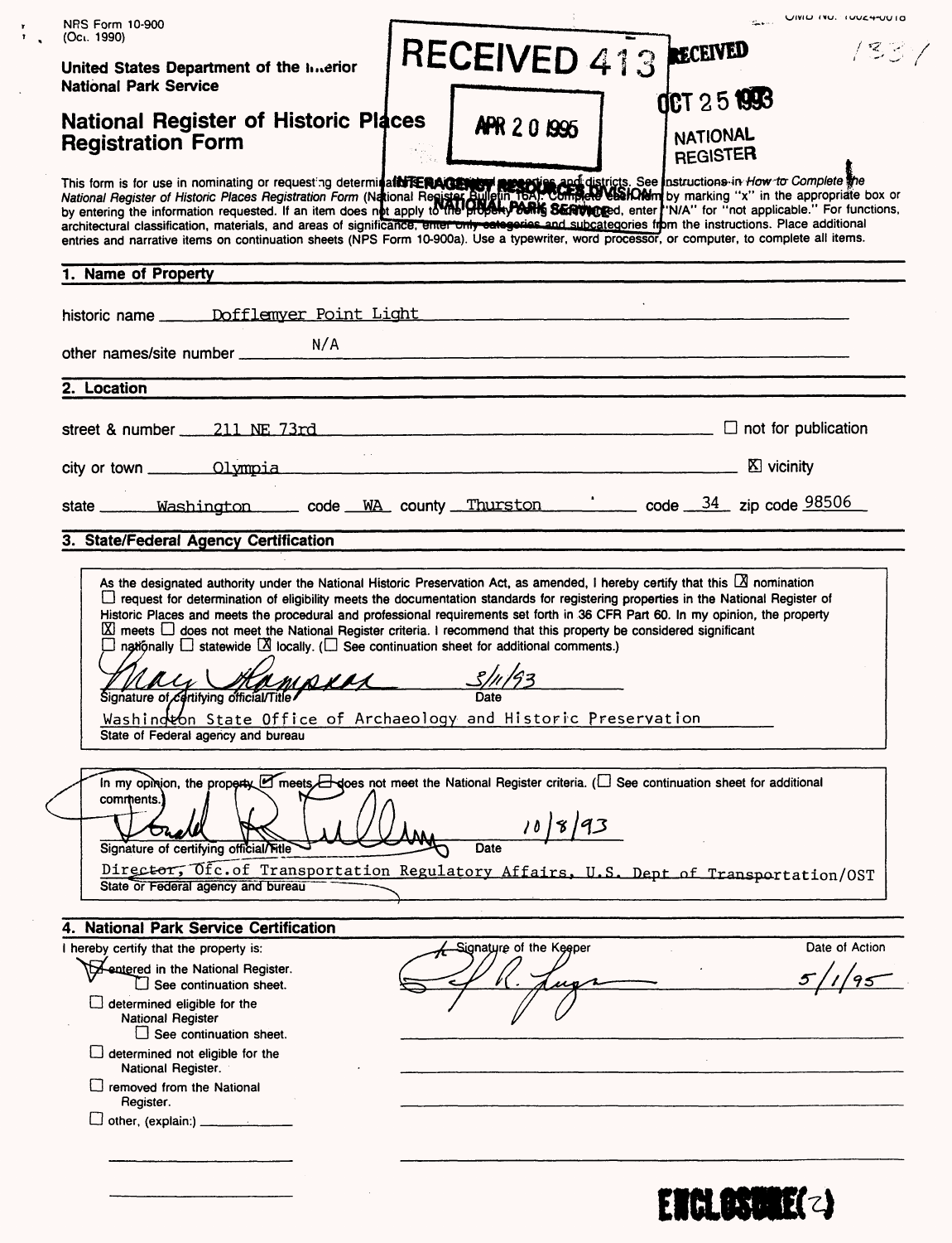NPS Form 10-900
(Oct. 1990)

OMB No. 10024-0018

United States Department of the Interior
National Park Service

# National Register of Historic Places Registration Form

RECEIVED 413

APR 20 1995

INTERAGENCY RESOURCES DIVISION
NATIONAL PARK SERVICE

RECEIVED

OCT 25 1993

NATIONAL REGISTER

1331

This form is for use in nominating or requesting determinations for individual properties and districts. See instructions in *How to Complete the National Register of Historic Places Registration Form* (National Register Bulletin 16A). Complete each item by marking "x" in the appropriate box or by entering the information requested. If an item does not apply to the property being documented, enter "N/A" for "not applicable." For functions, architectural classification, materials, and areas of significance, enter only categories and subcategories from the instructions. Place additional entries and narrative items on continuation sheets (NPS Form 10-900a). Use a typewriter, word processor, or computer, to complete all items.

## 1. Name of Property

historic name Dofflemyer Point Light

other names/site number N/A

## 2. Location

street & number 211 NE 73rd ☐ not for publication

city or town Olympia ☒ vicinity

state Washington code WA county Thurston code 34 zip code 98506

## 3. State/Federal Agency Certification

As the designated authority under the National Historic Preservation Act, as amended, I hereby certify that this ☒ nomination ☐ request for determination of eligibility meets the documentation standards for registering properties in the National Register of Historic Places and meets the procedural and professional requirements set forth in 36 CFR Part 60. In my opinion, the property ☒ meets ☐ does not meet the National Register criteria. I recommend that this property be considered significant ☐ nationally ☐ statewide ☒ locally. (☐ See continuation sheet for additional comments.)

[Signature] 3/11/93
Signature of certifying official/Title Date

Washington State Office of Archaeology and Historic Preservation
State of Federal agency and bureau

In my opinion, the property ☑ meets ☐ does not meet the National Register criteria. (☐ See continuation sheet for additional comments.)

[Signature] 10/8/93
Signature of certifying official/Title Date

Director, Ofc. of Transportation Regulatory Affairs, U.S. Dept of Transportation/OST
State or Federal agency and bureau

## 4. National Park Service Certification

I hereby certify that the property is:

| | Signature of the Keeper | Date of Action |
|---|---|---|
| ☑ entered in the National Register. ☐ See continuation sheet. | [Signature] | 5/1/95 |
| ☐ determined eligible for the National Register ☐ See continuation sheet. | | |
| ☐ determined not eligible for the National Register. | | |
| ☐ removed from the National Register. | | |
| ☐ other, (explain:) ______ | | |

ENCLOSURE(2)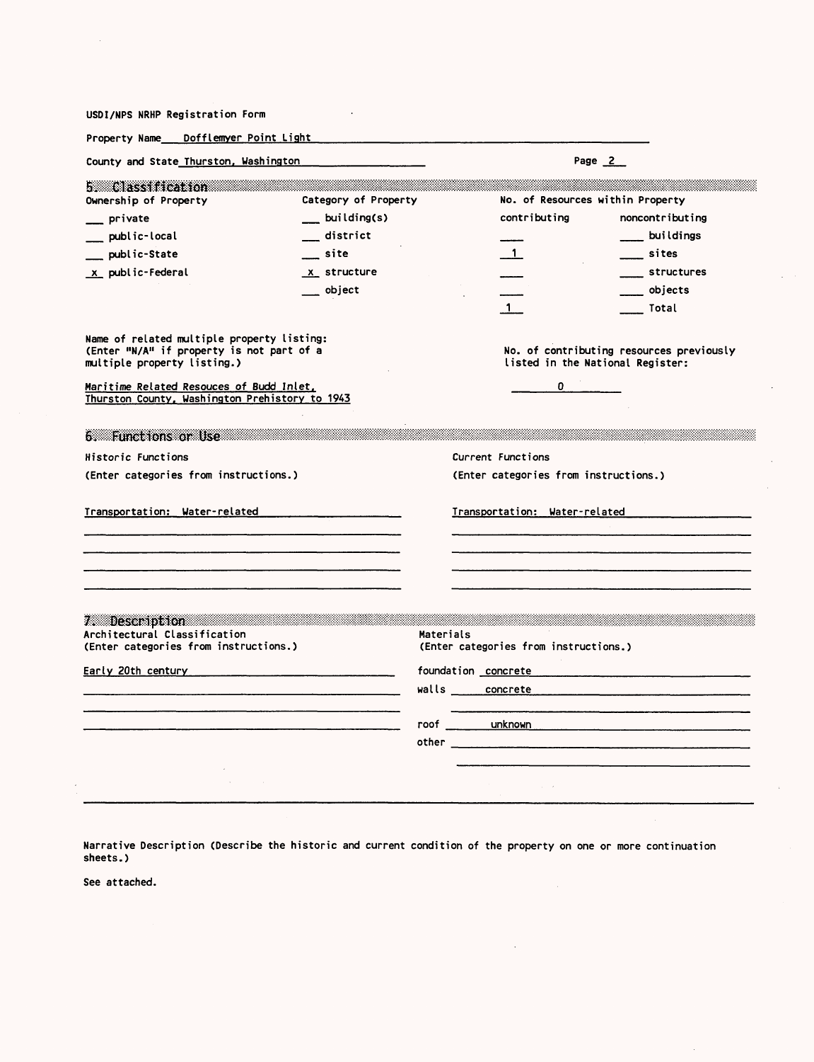USDI/NPS NRHP Registration Form

Property Name Dofflemyer Point Light

County and State Thurston, Washington

## 5. Classification

| Ownership of Property | Category of Property | No. of Resources within Property | |
|---|---|---|---|
| | | contributing | noncontributing |
| ___ private | ___ building(s) | ___ | ___ buildings |
| ___ public-local | ___ district | 1 | ___ sites |
| ___ public-State | ___ site | ___ | ___ structures |
| x public-Federal | x structure | ___ | ___ objects |
| | ___ object | 1 | ___ Total |

Name of related multiple property listing:
(Enter "N/A" if property is not part of a multiple property listing.)

Maritime Related Resouces of Budd Inlet, Thurston County, Washington Prehistory to 1943

No. of contributing resources previously listed in the National Register: 0

## 6. Functions or Use

| Historic Functions (Enter categories from instructions.) | Current Functions (Enter categories from instructions.) |
|---|---|
| Transportation: Water-related | Transportation: Water-related |

## 7. Description

Architectural Classification
(Enter categories from instructions.)

Early 20th century

Materials
(Enter categories from instructions.)

foundation concrete

walls concrete

roof unknown

other

Narrative Description (Describe the historic and current condition of the property on one or more continuation sheets.)

See attached.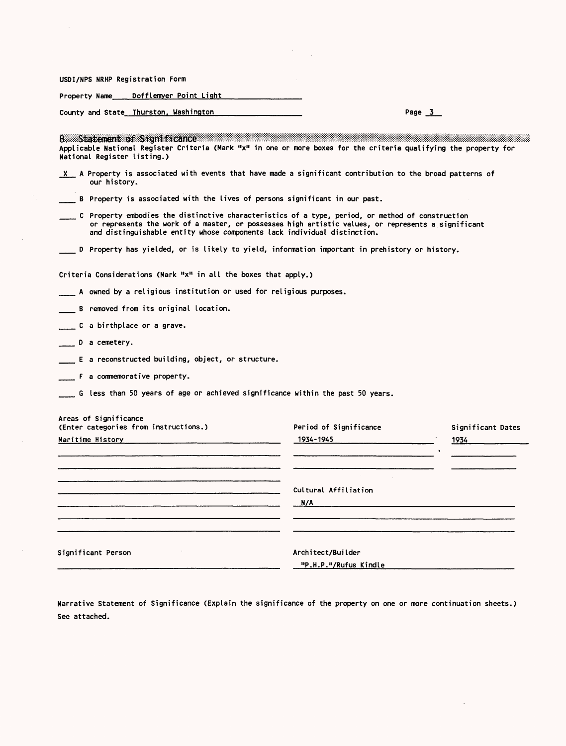USDI/NPS NRHP Registration Form

Property Name Dofflemyer Point Light

County and State Thurston, Washington

## 8. Statement of Significance

Applicable National Register Criteria (Mark "x" in one or more boxes for the criteria qualifying the property for National Register listing.)

X A Property is associated with events that have made a significant contribution to the broad patterns of our history.

___ B Property is associated with the lives of persons significant in our past.

___ C Property embodies the distinctive characteristics of a type, period, or method of construction or represents the work of a master, or possesses high artistic values, or represents a significant and distinguishable entity whose components lack individual distinction.

___ D Property has yielded, or is likely to yield, information important in prehistory or history.

Criteria Considerations (Mark "x" in all the boxes that apply.)

___ A owned by a religious institution or used for religious purposes.

___ B removed from its original location.

___ C a birthplace or a grave.

___ D a cemetery.

___ E a reconstructed building, object, or structure.

___ F a commemorative property.

___ G less than 50 years of age or achieved significance within the past 50 years.

Areas of Significance (Enter categories from instructions.)

Maritime History

Period of Significance

1934-1945

Significant Dates

1934

Cultural Affiliation

N/A

Significant Person

Architect/Builder

"P.H.P."/Rufus Kindle

Narrative Statement of Significance (Explain the significance of the property on one or more continuation sheets.) See attached.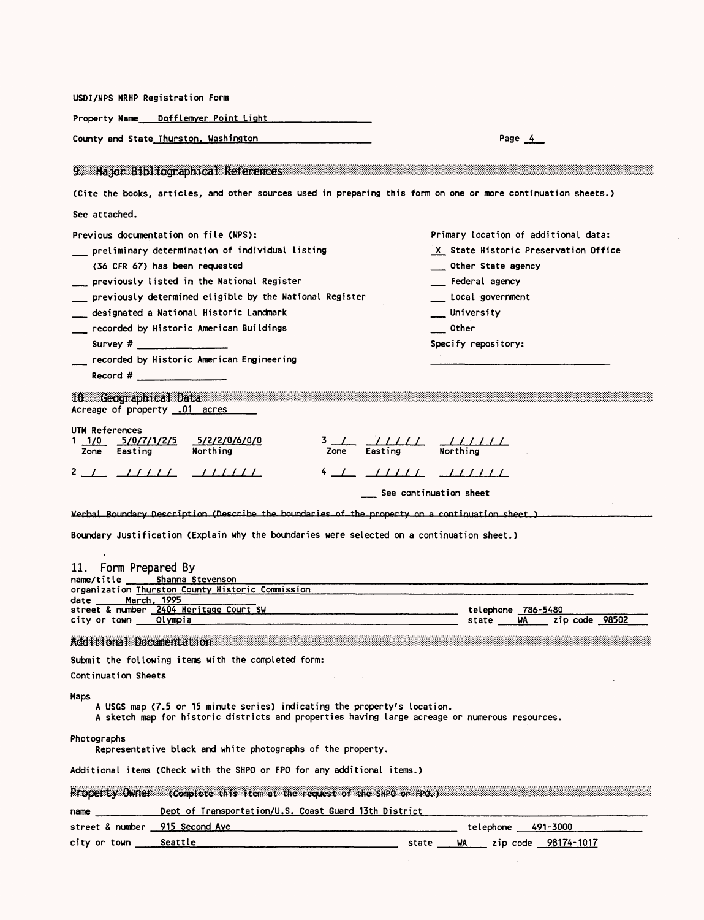USDI/NPS NRHP Registration Form

Property Name Dofflemyer Point Light

County and State Thurston, Washington

## 9. Major Bibliographical References

(Cite the books, articles, and other sources used in preparing this form on one or more continuation sheets.)

See attached.

Previous documentation on file (NPS):

- ___ preliminary determination of individual listing (36 CFR 67) has been requested
- ___ previously listed in the National Register
- ___ previously determined eligible by the National Register
- ___ designated a National Historic Landmark
- ___ recorded by Historic American Buildings Survey # ________
- ___ recorded by Historic American Engineering Record # ________

Primary location of additional data:

- X State Historic Preservation Office
- ___ Other State agency
- ___ Federal agency
- ___ Local government
- ___ University
- ___ Other

Specify repository: ________

## 10. Geographical Data

Acreage of property .01 acres

UTM References

| | Zone | Easting | Northing |
|---|---|---|---|
| 1 | 1/0 | 5/0/7/1/2/5 | 5/2/2/0/6/0/0 |
| 2 | / | / / / / / | / / / / / / |
| 3 | / | / / / / / | / / / / / / |
| 4 | / | / / / / / | / / / / / / |

___ See continuation sheet

~~Verbal Boundary Description (Describe the boundaries of the property on a continuation sheet.)~~

Boundary Justification (Explain why the boundaries were selected on a continuation sheet.)

## 11. Form Prepared By

name/title Shanna Stevenson
organization Thurston County Historic Commission
date March, 1995
street & number 2404 Heritage Court SW telephone 786-5480
city or town Olympia state WA zip code 98502

## Additional Documentation

Submit the following items with the completed form:

Continuation Sheets

Maps
A USGS map (7.5 or 15 minute series) indicating the property's location.
A sketch map for historic districts and properties having large acreage or numerous resources.

Photographs
Representative black and white photographs of the property.

Additional items (Check with the SHPO or FPO for any additional items.)

## Property Owner (Complete this item at the request of the SHPO or FPO.)

name Dept of Transportation/U.S. Coast Guard 13th District
street & number 915 Second Ave telephone 491-3000
city or town Seattle state WA zip code 98174-1017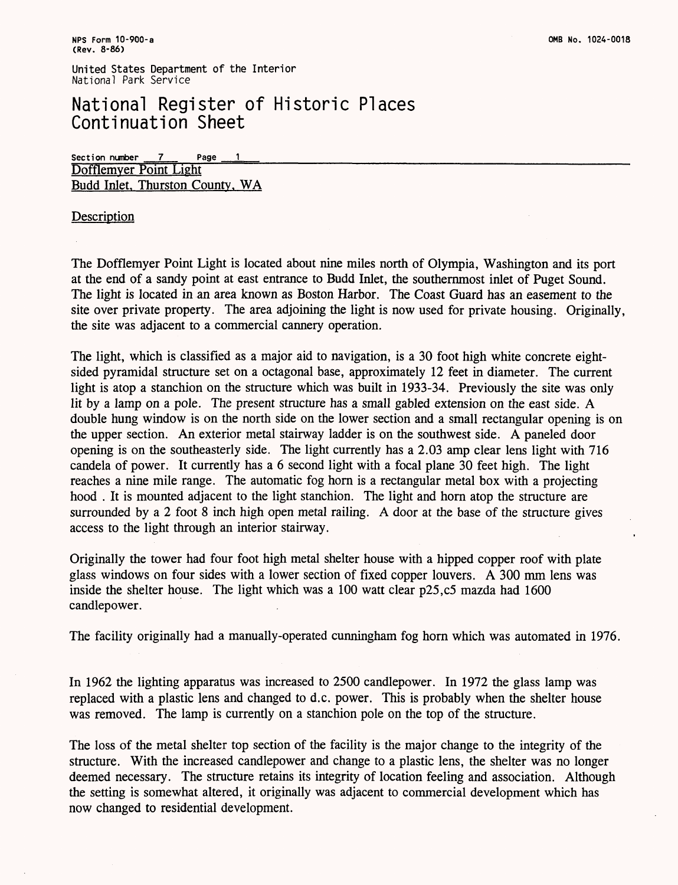United States Department of the Interior
National Park Service

# National Register of Historic Places Continuation Sheet

Section number 7 Page 1

Dofflemyer Point Light
Budd Inlet, Thurston County, WA

## Description

The Dofflemyer Point Light is located about nine miles north of Olympia, Washington and its port at the end of a sandy point at east entrance to Budd Inlet, the southernmost inlet of Puget Sound. The light is located in an area known as Boston Harbor. The Coast Guard has an easement to the site over private property. The area adjoining the light is now used for private housing. Originally, the site was adjacent to a commercial cannery operation.

The light, which is classified as a major aid to navigation, is a 30 foot high white concrete eight-sided pyramidal structure set on a octagonal base, approximately 12 feet in diameter. The current light is atop a stanchion on the structure which was built in 1933-34. Previously the site was only lit by a lamp on a pole. The present structure has a small gabled extension on the east side. A double hung window is on the north side on the lower section and a small rectangular opening is on the upper section. An exterior metal stairway ladder is on the southwest side. A paneled door opening is on the southeasterly side. The light currently has a 2.03 amp clear lens light with 716 candela of power. It currently has a 6 second light with a focal plane 30 feet high. The light reaches a nine mile range. The automatic fog horn is a rectangular metal box with a projecting hood . It is mounted adjacent to the light stanchion. The light and horn atop the structure are surrounded by a 2 foot 8 inch high open metal railing. A door at the base of the structure gives access to the light through an interior stairway.

Originally the tower had four foot high metal shelter house with a hipped copper roof with plate glass windows on four sides with a lower section of fixed copper louvers. A 300 mm lens was inside the shelter house. The light which was a 100 watt clear p25,c5 mazda had 1600 candlepower.

The facility originally had a manually-operated cunningham fog horn which was automated in 1976.

In 1962 the lighting apparatus was increased to 2500 candlepower. In 1972 the glass lamp was replaced with a plastic lens and changed to d.c. power. This is probably when the shelter house was removed. The lamp is currently on a stanchion pole on the top of the structure.

The loss of the metal shelter top section of the facility is the major change to the integrity of the structure. With the increased candlepower and change to a plastic lens, the shelter was no longer deemed necessary. The structure retains its integrity of location feeling and association. Although the setting is somewhat altered, it originally was adjacent to commercial development which has now changed to residential development.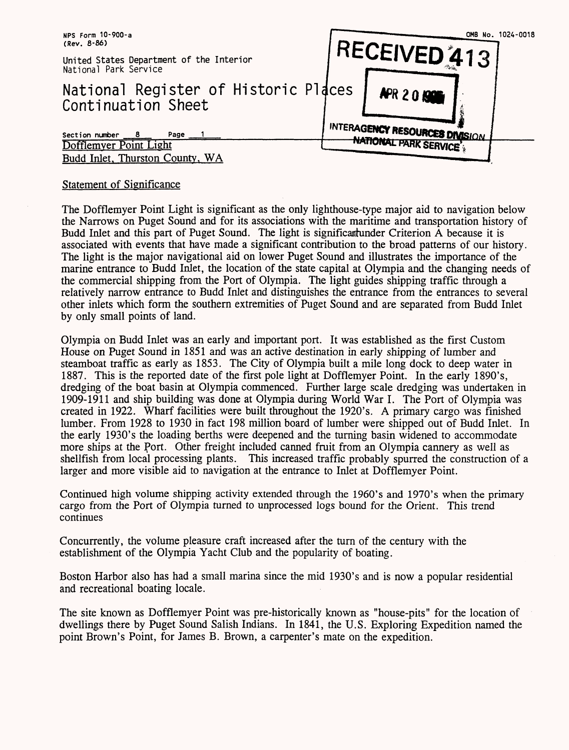NPS Form 10-900-a
(Rev. 8-86)

OMB No. 1024-0018

United States Department of the Interior
National Park Service

RECEIVED 413

APR 20

INTERAGENCY RESOURCES DIVISION
NATIONAL PARK SERVICE

# National Register of Historic Places Continuation Sheet

Section number 8 Page 1

Dofflemyer Point Light
Budd Inlet, Thurston County, WA

## Statement of Significance

The Dofflemyer Point Light is significant as the only lighthouse-type major aid to navigation below the Narrows on Puget Sound and for its associations with the maritime and transportation history of Budd Inlet and this part of Puget Sound. The light is significantunder Criterion A because it is associated with events that have made a significant contribution to the broad patterns of our history. The light is the major navigational aid on lower Puget Sound and illustrates the importance of the marine entrance to Budd Inlet, the location of the state capital at Olympia and the changing needs of the commercial shipping from the Port of Olympia. The light guides shipping traffic through a relatively narrow entrance to Budd Inlet and distinguishes the entrance from the entrances to several other inlets which form the southern extremities of Puget Sound and are separated from Budd Inlet by only small points of land.

Olympia on Budd Inlet was an early and important port. It was established as the first Custom House on Puget Sound in 1851 and was an active destination in early shipping of lumber and steamboat traffic as early as 1853. The City of Olympia built a mile long dock to deep water in 1887. This is the reported date of the first pole light at Dofflemyer Point. In the early 1890's, dredging of the boat basin at Olympia commenced. Further large scale dredging was undertaken in 1909-1911 and ship building was done at Olympia during World War I. The Port of Olympia was created in 1922. Wharf facilities were built throughout the 1920's. A primary cargo was finished lumber. From 1928 to 1930 in fact 198 million board of lumber were shipped out of Budd Inlet. In the early 1930's the loading berths were deepened and the turning basin widened to accommodate more ships at the Port. Other freight included canned fruit from an Olympia cannery as well as shellfish from local processing plants. This increased traffic probably spurred the construction of a larger and more visible aid to navigation at the entrance to Inlet at Dofflemyer Point.

Continued high volume shipping activity extended through the 1960's and 1970's when the primary cargo from the Port of Olympia turned to unprocessed logs bound for the Orient. This trend continues

Concurrently, the volume pleasure craft increased after the turn of the century with the establishment of the Olympia Yacht Club and the popularity of boating.

Boston Harbor also has had a small marina since the mid 1930's and is now a popular residential and recreational boating locale.

The site known as Dofflemyer Point was pre-historically known as "house-pits" for the location of dwellings there by Puget Sound Salish Indians. In 1841, the U.S. Exploring Expedition named the point Brown's Point, for James B. Brown, a carpenter's mate on the expedition.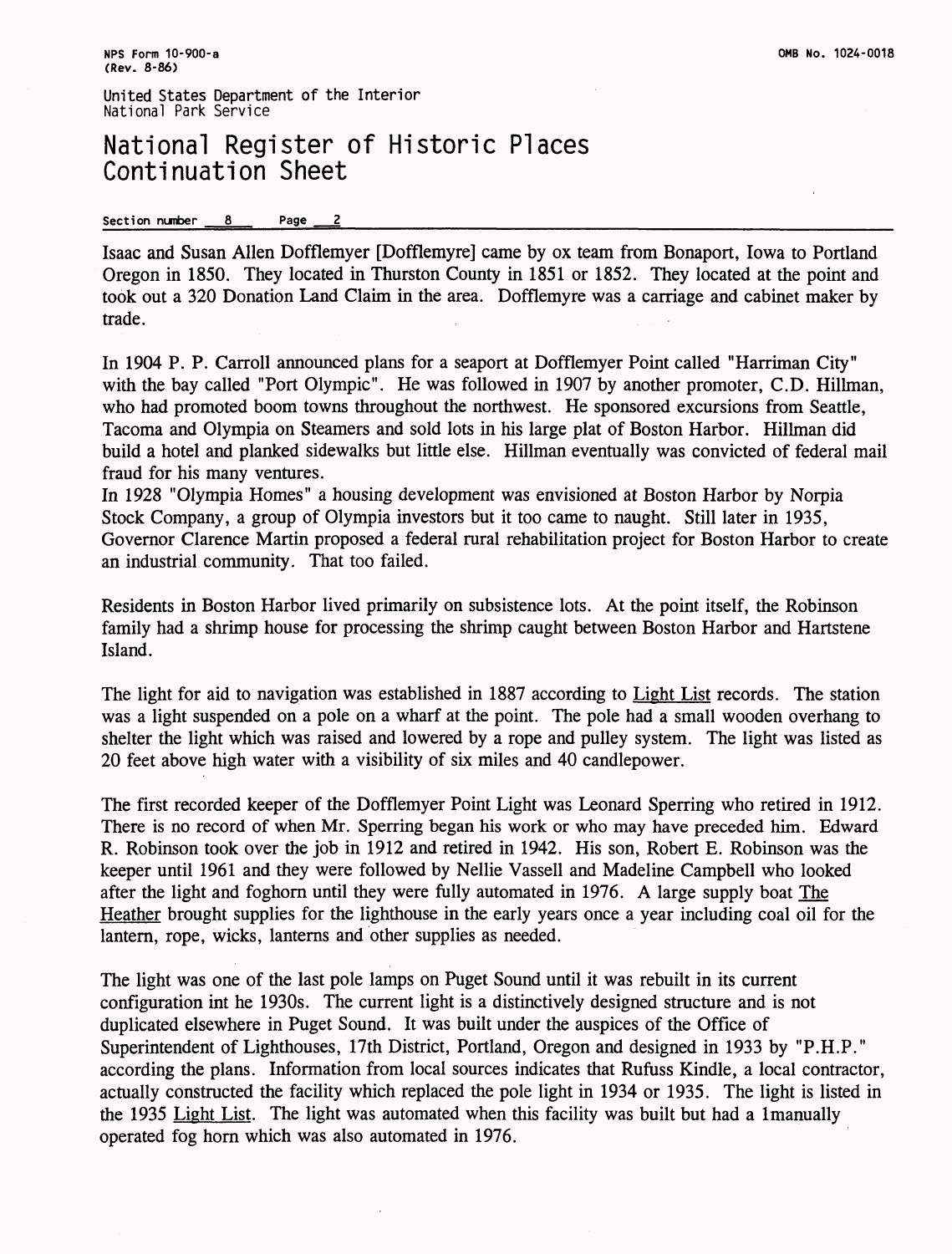NPS Form 10-900-a
(Rev. 8-86)

OMB No. 1024-0018

United States Department of the Interior
National Park Service

# National Register of Historic Places Continuation Sheet

Section number 8 Page 2

Isaac and Susan Allen Dofflemyer [Dofflemyre] came by ox team from Bonaport, Iowa to Portland Oregon in 1850. They located in Thurston County in 1851 or 1852. They located at the point and took out a 320 Donation Land Claim in the area. Dofflemyre was a carriage and cabinet maker by trade.

In 1904 P. P. Carroll announced plans for a seaport at Dofflemyer Point called "Harriman City" with the bay called "Port Olympic". He was followed in 1907 by another promoter, C.D. Hillman, who had promoted boom towns throughout the northwest. He sponsored excursions from Seattle, Tacoma and Olympia on Steamers and sold lots in his large plat of Boston Harbor. Hillman did build a hotel and planked sidewalks but little else. Hillman eventually was convicted of federal mail fraud for his many ventures.
In 1928 "Olympia Homes" a housing development was envisioned at Boston Harbor by Norpia Stock Company, a group of Olympia investors but it too came to naught. Still later in 1935, Governor Clarence Martin proposed a federal rural rehabilitation project for Boston Harbor to create an industrial community. That too failed.

Residents in Boston Harbor lived primarily on subsistence lots. At the point itself, the Robinson family had a shrimp house for processing the shrimp caught between Boston Harbor and Hartstene Island.

The light for aid to navigation was established in 1887 according to Light List records. The station was a light suspended on a pole on a wharf at the point. The pole had a small wooden overhang to shelter the light which was raised and lowered by a rope and pulley system. The light was listed as 20 feet above high water with a visibility of six miles and 40 candlepower.

The first recorded keeper of the Dofflemyer Point Light was Leonard Sperring who retired in 1912. There is no record of when Mr. Sperring began his work or who may have preceded him. Edward R. Robinson took over the job in 1912 and retired in 1942. His son, Robert E. Robinson was the keeper until 1961 and they were followed by Nellie Vassell and Madeline Campbell who looked after the light and foghorn until they were fully automated in 1976. A large supply boat The Heather brought supplies for the lighthouse in the early years once a year including coal oil for the lantern, rope, wicks, lanterns and other supplies as needed.

The light was one of the last pole lamps on Puget Sound until it was rebuilt in its current configuration int he 1930s. The current light is a distinctively designed structure and is not duplicated elsewhere in Puget Sound. It was built under the auspices of the Office of Superintendent of Lighthouses, 17th District, Portland, Oregon and designed in 1933 by "P.H.P." according the plans. Information from local sources indicates that Rufuss Kindle, a local contractor, actually constructed the facility which replaced the pole light in 1934 or 1935. The light is listed in the 1935 Light List. The light was automated when this facility was built but had a 1manually operated fog horn which was also automated in 1976.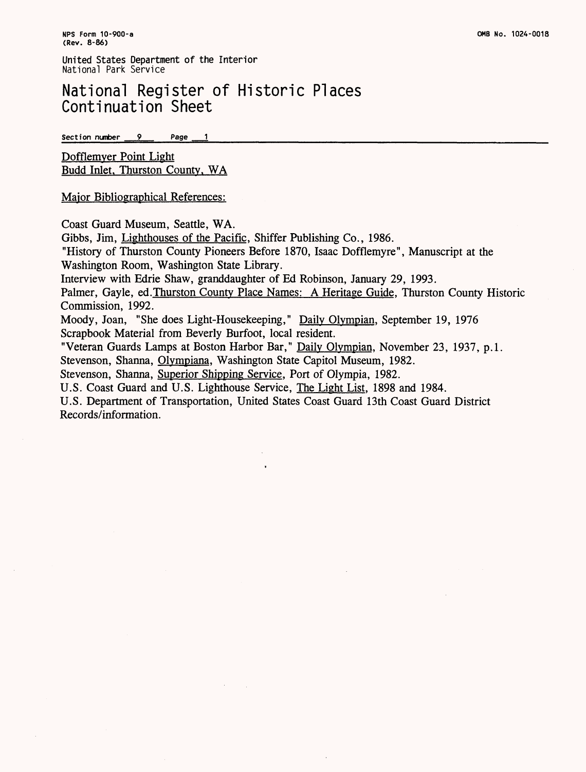United States Department of the Interior
National Park Service

# National Register of Historic Places Continuation Sheet

Section number 9 Page 1

Dofflemyer Point Light
Budd Inlet, Thurston County, WA

## Major Bibliographical References:

Coast Guard Museum, Seattle, WA.

Gibbs, Jim, Lighthouses of the Pacific, Shiffer Publishing Co., 1986.

"History of Thurston County Pioneers Before 1870, Isaac Dofflemyre", Manuscript at the Washington Room, Washington State Library.

Interview with Edrie Shaw, granddaughter of Ed Robinson, January 29, 1993.

Palmer, Gayle, ed. Thurston County Place Names: A Heritage Guide, Thurston County Historic Commission, 1992.

Moody, Joan, "She does Light-Housekeeping," Daily Olympian, September 19, 1976

Scrapbook Material from Beverly Burfoot, local resident.

"Veteran Guards Lamps at Boston Harbor Bar," Daily Olympian, November 23, 1937, p.1.

Stevenson, Shanna, Olympiana, Washington State Capitol Museum, 1982.

Stevenson, Shanna, Superior Shipping Service, Port of Olympia, 1982.

U.S. Coast Guard and U.S. Lighthouse Service, The Light List, 1898 and 1984.

U.S. Department of Transportation, United States Coast Guard 13th Coast Guard District Records/information.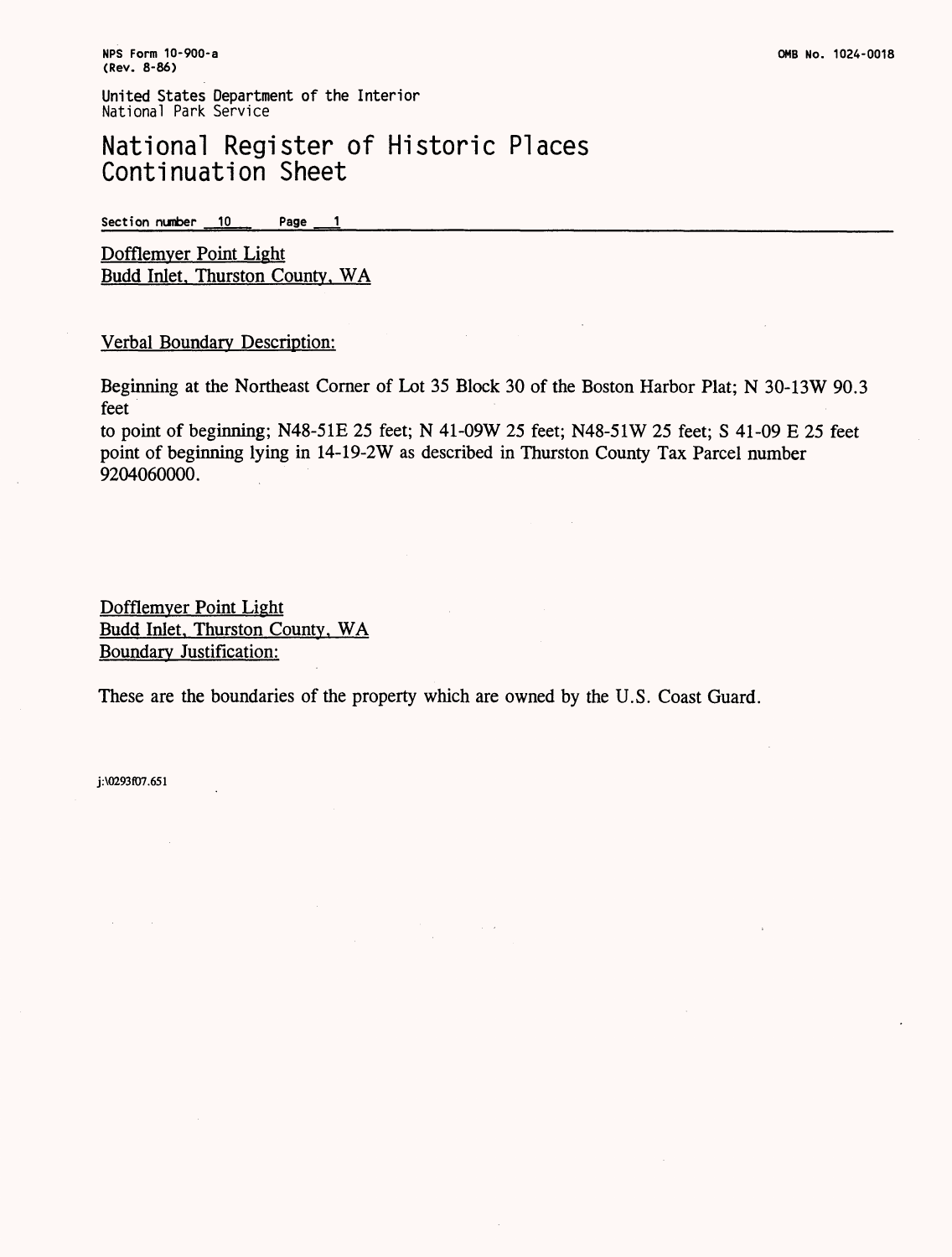NPS Form 10-900-a
(Rev. 8-86)

OMB No. 1024-0018

United States Department of the Interior
National Park Service

# National Register of Historic Places Continuation Sheet

Section number 10 Page 1

Dofflemyer Point Light
Budd Inlet, Thurston County, WA

Verbal Boundary Description:

Beginning at the Northeast Corner of Lot 35 Block 30 of the Boston Harbor Plat; N 30-13W 90.3 feet
to point of beginning; N48-51E 25 feet; N 41-09W 25 feet; N48-51W 25 feet; S 41-09 E 25 feet point of beginning lying in 14-19-2W as described in Thurston County Tax Parcel number 9204060000.

Dofflemyer Point Light
Budd Inlet, Thurston County, WA
Boundary Justification:

These are the boundaries of the property which are owned by the U.S. Coast Guard.

j:\0293f07.651